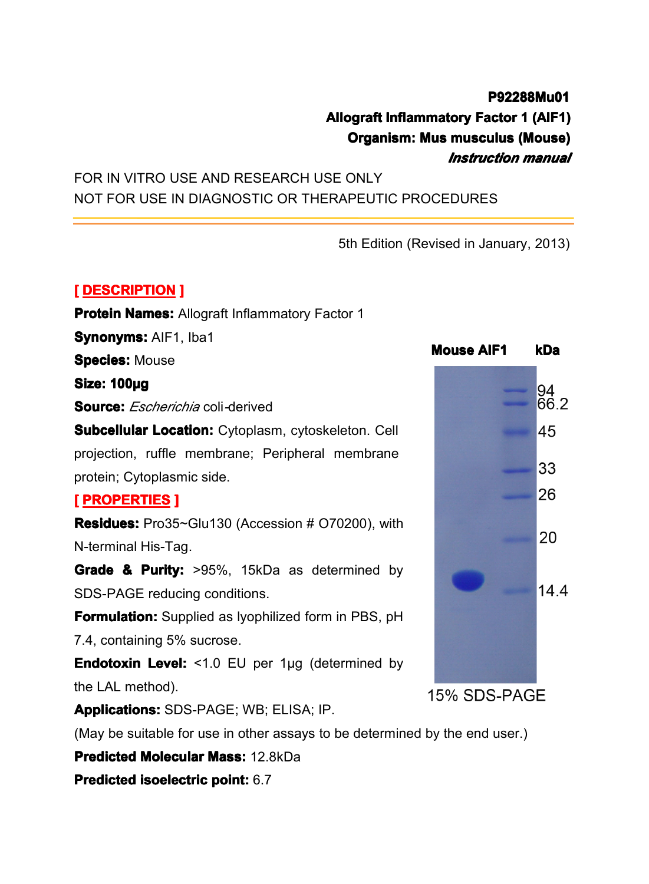**P92288Mu01**
**Allograft Inflammatory Factor 1 (AIF1)**
**Organism: Mus musculus (Mouse)**
***Instruction manual***

FOR IN VITRO USE AND RESEARCH USE ONLY
NOT FOR USE IN DIAGNOSTIC OR THERAPEUTIC PROCEDURES

5th Edition (Revised in January, 2013)

## [ DESCRIPTION ]

**Protein Names:** Allograft Inflammatory Factor 1

**Synonyms:** AIF1, Iba1

**Species:** Mouse

**Size: 100µg**

**Source:** *Escherichia* coli-derived

**Subcellular Location:** Cytoplasm, cytoskeleton. Cell projection, ruffle membrane; Peripheral membrane protein; Cytoplasmic side.

## [ PROPERTIES ]

**Residues:** Pro35~Glu130 (Accession # O70200), with N-terminal His-Tag.

**Grade & Purity:** >95%, 15kDa as determined by SDS-PAGE reducing conditions.

**Formulation:** Supplied as lyophilized form in PBS, pH 7.4, containing 5% sucrose.

**Endotoxin Level:** <1.0 EU per 1µg (determined by the LAL method).

**Applications:** SDS-PAGE; WB; ELISA; IP.

(May be suitable for use in other assays to be determined by the end user.)

**Predicted Molecular Mass:** 12.8kDa

**Predicted isoelectric point:** 6.7

Mouse AIF1 kDa: 94, 66.2, 45, 33, 26, 20, 14.4

15% SDS-PAGE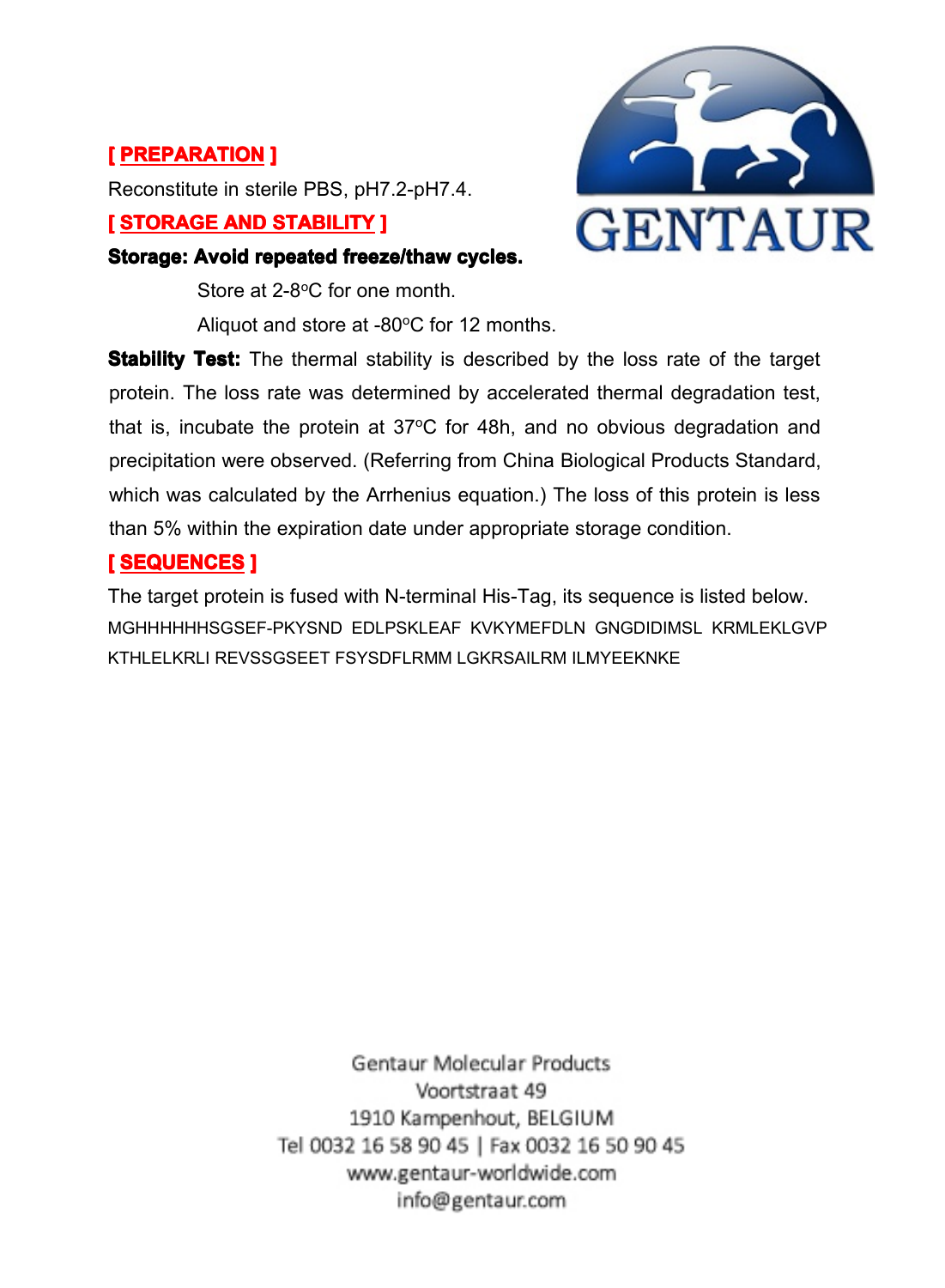## [ PREPARATION ]

Reconstitute in sterile PBS, pH7.2-pH7.4.

## [ STORAGE AND STABILITY ]

**Storage: Avoid repeated freeze/thaw cycles.**

Store at 2-8°C for one month.

Aliquot and store at -80°C for 12 months.

**Stability Test:** The thermal stability is described by the loss rate of the target protein. The loss rate was determined by accelerated thermal degradation test, that is, incubate the protein at 37°C for 48h, and no obvious degradation and precipitation were observed. (Referring from China Biological Products Standard, which was calculated by the Arrhenius equation.) The loss of this protein is less than 5% within the expiration date under appropriate storage condition.

## [ SEQUENCES ]

The target protein is fused with N-terminal His-Tag, its sequence is listed below.

MGHHHHHHSGSEF-PKYSND EDLPSKLEAF KVKYMEFDLN GNGDIDIMSL KRMLEKLGVP KTHLELKRLI REVSSGSEET FSYSDFLRMM LGKRSAILRM ILMYEEKNKE

Gentaur Molecular Products
Voortstraat 49
1910 Kampenhout, BELGIUM
Tel 0032 16 58 90 45 | Fax 0032 16 50 90 45
www.gentaur-worldwide.com
info@gentaur.com